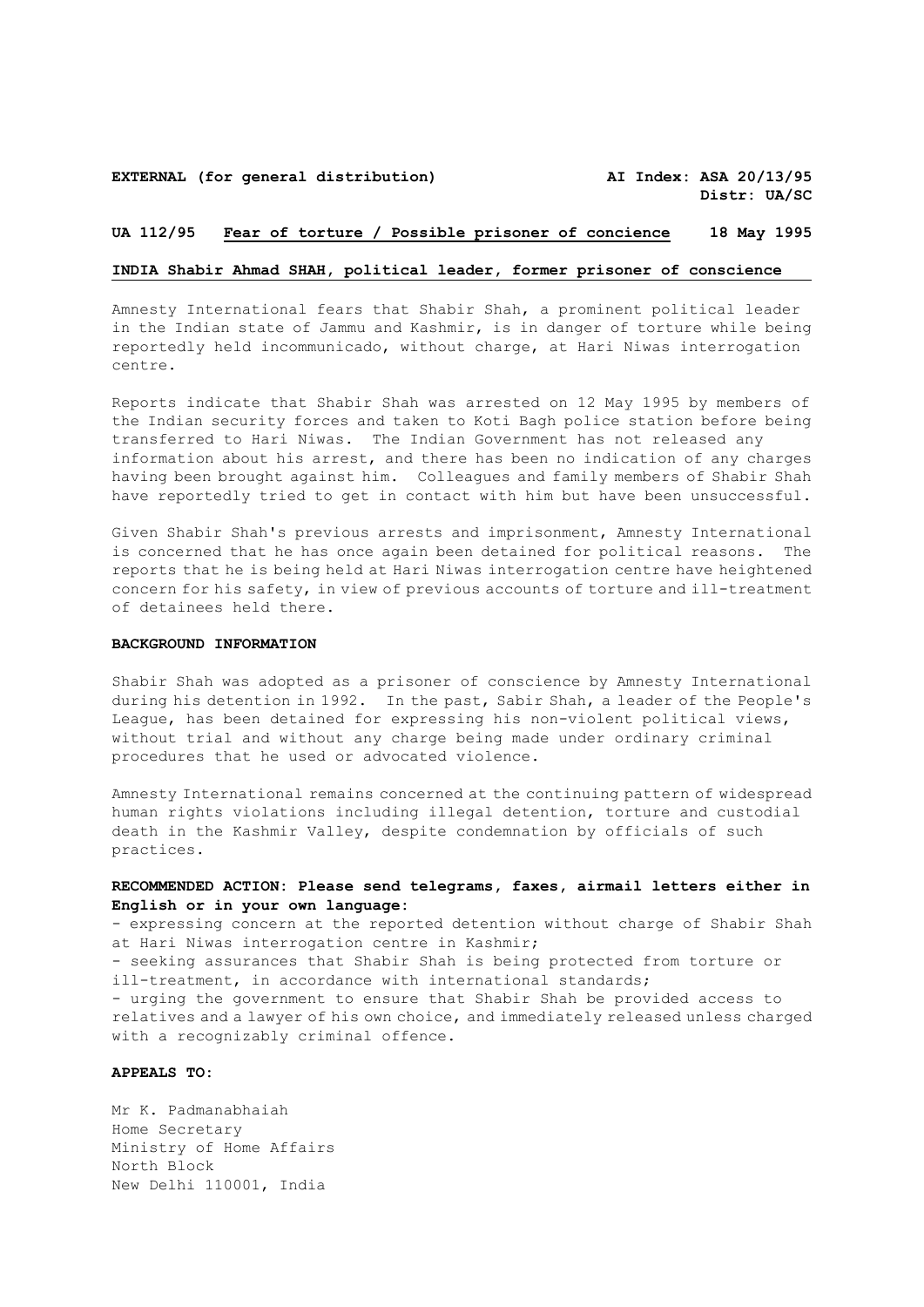**EXTERNAL (for general distribution)** **AI Index: ASA 20/13/95**
**Distr: UA/SC**

**UA 112/95** **Fear of torture / Possible prisoner of concience** **18 May 1995**

**INDIA Shabir Ahmad SHAH, political leader, former prisoner of conscience**

Amnesty International fears that Shabir Shah, a prominent political leader in the Indian state of Jammu and Kashmir, is in danger of torture while being reportedly held incommunicado, without charge, at Hari Niwas interrogation centre.

Reports indicate that Shabir Shah was arrested on 12 May 1995 by members of the Indian security forces and taken to Koti Bagh police station before being transferred to Hari Niwas. The Indian Government has not released any information about his arrest, and there has been no indication of any charges having been brought against him. Colleagues and family members of Shabir Shah have reportedly tried to get in contact with him but have been unsuccessful.

Given Shabir Shah's previous arrests and imprisonment, Amnesty International is concerned that he has once again been detained for political reasons. The reports that he is being held at Hari Niwas interrogation centre have heightened concern for his safety, in view of previous accounts of torture and ill-treatment of detainees held there.

**BACKGROUND INFORMATION**

Shabir Shah was adopted as a prisoner of conscience by Amnesty International during his detention in 1992. In the past, Sabir Shah, a leader of the People's League, has been detained for expressing his non-violent political views, without trial and without any charge being made under ordinary criminal procedures that he used or advocated violence.

Amnesty International remains concerned at the continuing pattern of widespread human rights violations including illegal detention, torture and custodial death in the Kashmir Valley, despite condemnation by officials of such practices.

**RECOMMENDED ACTION: Please send telegrams, faxes, airmail letters either in English or in your own language:**

- expressing concern at the reported detention without charge of Shabir Shah at Hari Niwas interrogation centre in Kashmir;
- seeking assurances that Shabir Shah is being protected from torture or ill-treatment, in accordance with international standards;
- urging the government to ensure that Shabir Shah be provided access to relatives and a lawyer of his own choice, and immediately released unless charged with a recognizably criminal offence.

**APPEALS TO:**

Mr K. Padmanabhaiah
Home Secretary
Ministry of Home Affairs
North Block
New Delhi 110001, India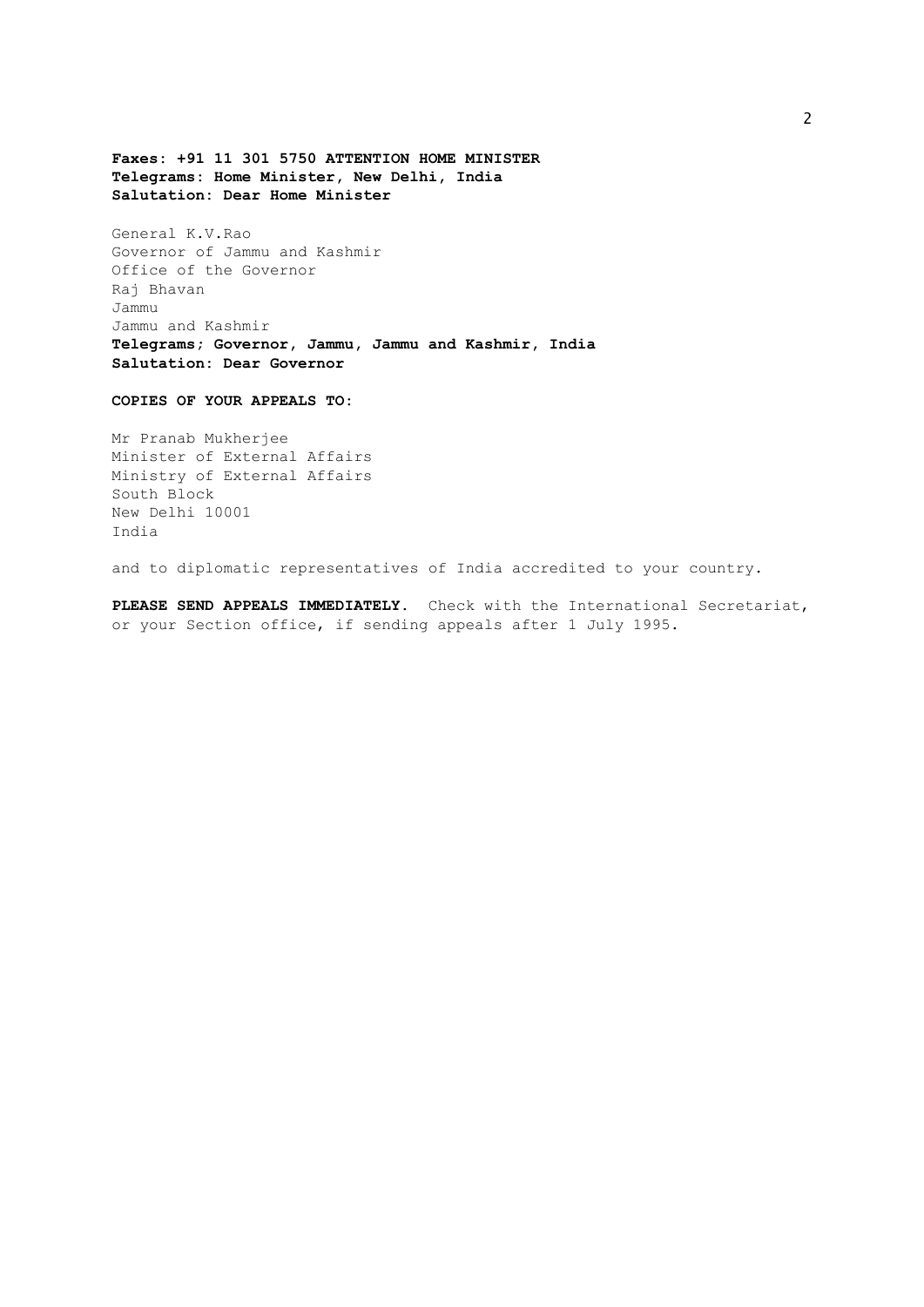**Faxes: +91 11 301 5750 ATTENTION HOME MINISTER**
**Telegrams: Home Minister, New Delhi, India**
**Salutation: Dear Home Minister**

General K.V.Rao
Governor of Jammu and Kashmir
Office of the Governor
Raj Bhavan
Jammu
Jammu and Kashmir
**Telegrams; Governor, Jammu, Jammu and Kashmir, India**
**Salutation: Dear Governor**

**COPIES OF YOUR APPEALS TO:**

Mr Pranab Mukherjee
Minister of External Affairs
Ministry of External Affairs
South Block
New Delhi 10001
India

and to diplomatic representatives of India accredited to your country.

**PLEASE SEND APPEALS IMMEDIATELY.** Check with the International Secretariat, or your Section office, if sending appeals after 1 July 1995.